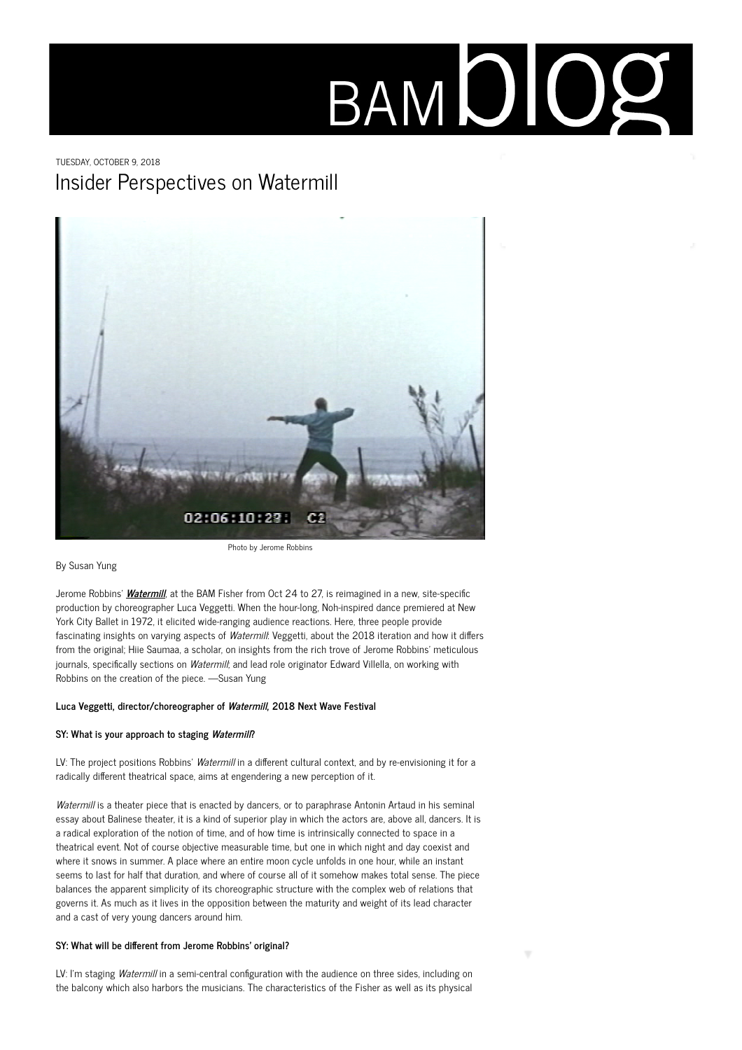# BAM blog

TUESDAY, OCTOBER 9, 2018

## Insider Perspectives on Watermill

Photo by Jerome Robbins

By Susan Yung

Jerome Robbins' ***Watermill***, at the BAM Fisher from Oct 24 to 27, is reimagined in a new, site-specific production by choreographer Luca Veggetti. When the hour-long, Noh-inspired dance premiered at New York City Ballet in 1972, it elicited wide-ranging audience reactions. Here, three people provide fascinating insights on varying aspects of *Watermill*: Veggetti, about the 2018 iteration and how it differs from the original; Hiie Saumaa, a scholar, on insights from the rich trove of Jerome Robbins' meticulous journals, specifically sections on *Watermill*; and lead role originator Edward Villella, on working with Robbins on the creation of the piece. —Susan Yung

**Luca Veggetti, director/choreographer of *Watermill*, 2018 Next Wave Festival**

**SY: What is your approach to staging *Watermill*?**

LV: The project positions Robbins' *Watermill* in a different cultural context, and by re-envisioning it for a radically different theatrical space, aims at engendering a new perception of it.

*Watermill* is a theater piece that is enacted by dancers, or to paraphrase Antonin Artaud in his seminal essay about Balinese theater, it is a kind of superior play in which the actors are, above all, dancers. It is a radical exploration of the notion of time, and of how time is intrinsically connected to space in a theatrical event. Not of course objective measurable time, but one in which night and day coexist and where it snows in summer. A place where an entire moon cycle unfolds in one hour, while an instant seems to last for half that duration, and where of course all of it somehow makes total sense. The piece balances the apparent simplicity of its choreographic structure with the complex web of relations that governs it. As much as it lives in the opposition between the maturity and weight of its lead character and a cast of very young dancers around him.

**SY: What will be different from Jerome Robbins' original?**

LV: I'm staging *Watermill* in a semi-central configuration with the audience on three sides, including on the balcony which also harbors the musicians. The characteristics of the Fisher as well as its physical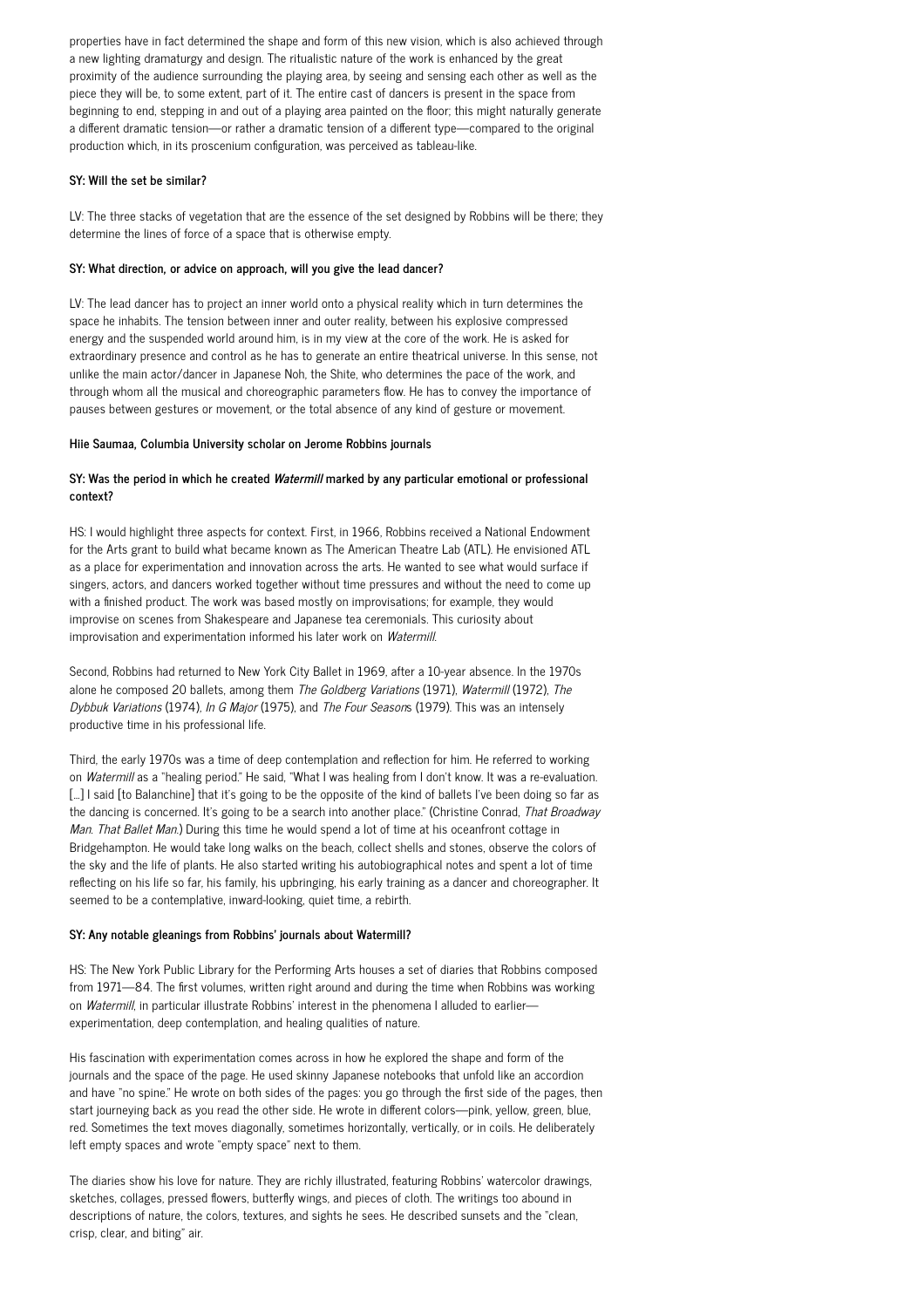properties have in fact determined the shape and form of this new vision, which is also achieved through a new lighting dramaturgy and design. The ritualistic nature of the work is enhanced by the great proximity of the audience surrounding the playing area, by seeing and sensing each other as well as the piece they will be, to some extent, part of it. The entire cast of dancers is present in the space from beginning to end, stepping in and out of a playing area painted on the floor; this might naturally generate a different dramatic tension—or rather a dramatic tension of a different type—compared to the original production which, in its proscenium configuration, was perceived as tableau-like.

**SY: Will the set be similar?**

LV: The three stacks of vegetation that are the essence of the set designed by Robbins will be there; they determine the lines of force of a space that is otherwise empty.

**SY: What direction, or advice on approach, will you give the lead dancer?**

LV: The lead dancer has to project an inner world onto a physical reality which in turn determines the space he inhabits. The tension between inner and outer reality, between his explosive compressed energy and the suspended world around him, is in my view at the core of the work. He is asked for extraordinary presence and control as he has to generate an entire theatrical universe. In this sense, not unlike the main actor/dancer in Japanese Noh, the Shite, who determines the pace of the work, and through whom all the musical and choreographic parameters flow. He has to convey the importance of pauses between gestures or movement, or the total absence of any kind of gesture or movement.

**Hiie Saumaa, Columbia University scholar on Jerome Robbins journals**

**SY: Was the period in which he created *Watermill* marked by any particular emotional or professional context?**

HS: I would highlight three aspects for context. First, in 1966, Robbins received a National Endowment for the Arts grant to build what became known as The American Theatre Lab (ATL). He envisioned ATL as a place for experimentation and innovation across the arts. He wanted to see what would surface if singers, actors, and dancers worked together without time pressures and without the need to come up with a finished product. The work was based mostly on improvisations; for example, they would improvise on scenes from Shakespeare and Japanese tea ceremonials. This curiosity about improvisation and experimentation informed his later work on *Watermill*.

Second, Robbins had returned to New York City Ballet in 1969, after a 10-year absence. In the 1970s alone he composed 20 ballets, among them *The Goldberg Variations* (1971), *Watermill* (1972), *The Dybbuk Variations* (1974), *In G Major* (1975), and *The Four Seasons* (1979). This was an intensely productive time in his professional life.

Third, the early 1970s was a time of deep contemplation and reflection for him. He referred to working on *Watermill* as a "healing period." He said, "What I was healing from I don't know. It was a re-evaluation. [...] I said [to Balanchine] that it's going to be the opposite of the kind of ballets I've been doing so far as the dancing is concerned. It's going to be a search into another place." (Christine Conrad, *That Broadway Man. That Ballet Man.*) During this time he would spend a lot of time at his oceanfront cottage in Bridgehampton. He would take long walks on the beach, collect shells and stones, observe the colors of the sky and the life of plants. He also started writing his autobiographical notes and spent a lot of time reflecting on his life so far, his family, his upbringing, his early training as a dancer and choreographer. It seemed to be a contemplative, inward-looking, quiet time, a rebirth.

**SY: Any notable gleanings from Robbins' journals about Watermill?**

HS: The New York Public Library for the Performing Arts houses a set of diaries that Robbins composed from 1971—84. The first volumes, written right around and during the time when Robbins was working on *Watermill*, in particular illustrate Robbins' interest in the phenomena I alluded to earlier—experimentation, deep contemplation, and healing qualities of nature.

His fascination with experimentation comes across in how he explored the shape and form of the journals and the space of the page. He used skinny Japanese notebooks that unfold like an accordion and have "no spine." He wrote on both sides of the pages: you go through the first side of the pages, then start journeying back as you read the other side. He wrote in different colors—pink, yellow, green, blue, red. Sometimes the text moves diagonally, sometimes horizontally, vertically, or in coils. He deliberately left empty spaces and wrote "empty space" next to them.

The diaries show his love for nature. They are richly illustrated, featuring Robbins' watercolor drawings, sketches, collages, pressed flowers, butterfly wings, and pieces of cloth. The writings too abound in descriptions of nature, the colors, textures, and sights he sees. He described sunsets and the "clean, crisp, clear, and biting" air.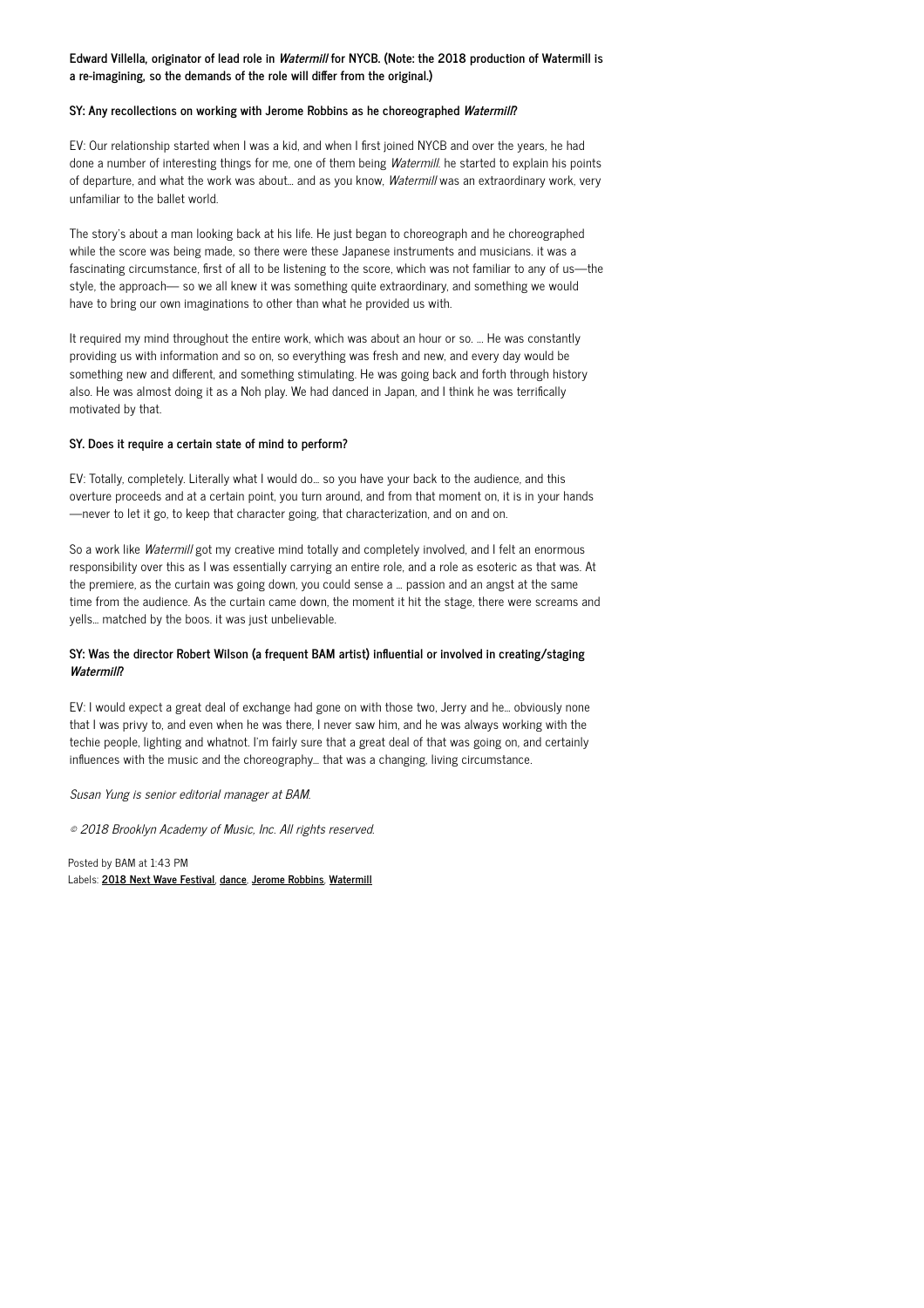**Edward Villella, originator of lead role in *Watermill* for NYCB. (Note: the 2018 production of Watermill is a re-imagining, so the demands of the role will differ from the original.)**

**SY: Any recollections on working with Jerome Robbins as he choreographed *Watermill*?**

EV: Our relationship started when I was a kid, and when I first joined NYCB and over the years, he had done a number of interesting things for me, one of them being *Watermill*. he started to explain his points of departure, and what the work was about… and as you know, *Watermill* was an extraordinary work, very unfamiliar to the ballet world.

The story's about a man looking back at his life. He just began to choreograph and he choreographed while the score was being made, so there were these Japanese instruments and musicians. it was a fascinating circumstance, first of all to be listening to the score, which was not familiar to any of us—the style, the approach— so we all knew it was something quite extraordinary, and something we would have to bring our own imaginations to other than what he provided us with.

It required my mind throughout the entire work, which was about an hour or so. … He was constantly providing us with information and so on, so everything was fresh and new, and every day would be something new and different, and something stimulating. He was going back and forth through history also. He was almost doing it as a Noh play. We had danced in Japan, and I think he was terrifically motivated by that.

**SY. Does it require a certain state of mind to perform?**

EV: Totally, completely. Literally what I would do… so you have your back to the audience, and this overture proceeds and at a certain point, you turn around, and from that moment on, it is in your hands —never to let it go, to keep that character going, that characterization, and on and on.

So a work like *Watermill* got my creative mind totally and completely involved, and I felt an enormous responsibility over this as I was essentially carrying an entire role, and a role as esoteric as that was. At the premiere, as the curtain was going down, you could sense a … passion and an angst at the same time from the audience. As the curtain came down, the moment it hit the stage, there were screams and yells… matched by the boos. it was just unbelievable.

**SY: Was the director Robert Wilson (a frequent BAM artist) influential or involved in creating/staging *Watermill*?**

EV: I would expect a great deal of exchange had gone on with those two, Jerry and he… obviously none that I was privy to, and even when he was there, I never saw him, and he was always working with the techie people, lighting and whatnot. I'm fairly sure that a great deal of that was going on, and certainly influences with the music and the choreography… that was a changing, living circumstance.

*Susan Yung is senior editorial manager at BAM.*

*© 2018 Brooklyn Academy of Music, Inc. All rights reserved.*

Posted by BAM at 1:43 PM
Labels: **2018 Next Wave Festival**, **dance**, **Jerome Robbins**, **Watermill**